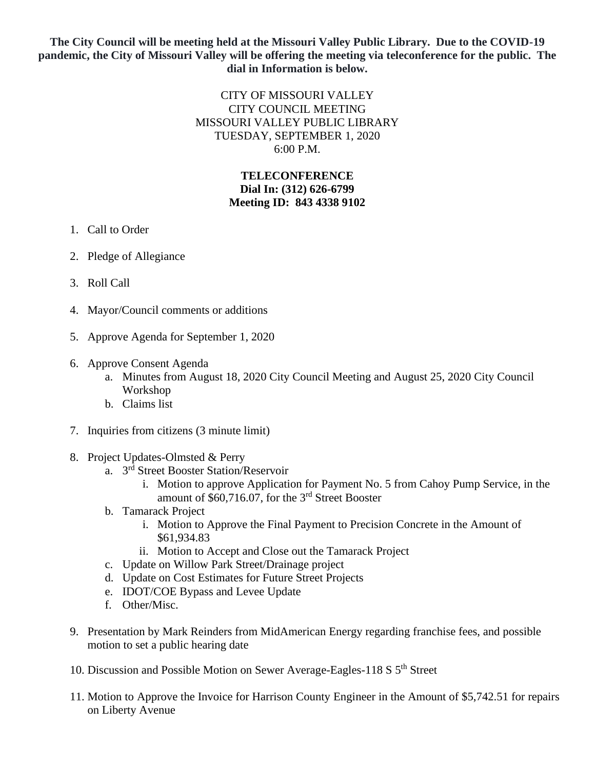**The City Council will be meeting held at the Missouri Valley Public Library. Due to the COVID-19 pandemic, the City of Missouri Valley will be offering the meeting via teleconference for the public. The dial in Information is below.**

CITY OF MISSOURI VALLEY
CITY COUNCIL MEETING
MISSOURI VALLEY PUBLIC LIBRARY
TUESDAY, SEPTEMBER 1, 2020
6:00 P.M.

**TELECONFERENCE**
**Dial In: (312) 626-6799**
**Meeting ID: 843 4338 9102**

1. Call to Order
2. Pledge of Allegiance
3. Roll Call
4. Mayor/Council comments or additions
5. Approve Agenda for September 1, 2020
6. Approve Consent Agenda
   a. Minutes from August 18, 2020 City Council Meeting and August 25, 2020 City Council Workshop
   b. Claims list
7. Inquiries from citizens (3 minute limit)
8. Project Updates-Olmsted & Perry
   a. 3rd Street Booster Station/Reservoir
      i. Motion to approve Application for Payment No. 5 from Cahoy Pump Service, in the amount of $60,716.07, for the 3rd Street Booster
   b. Tamarack Project
      i. Motion to Approve the Final Payment to Precision Concrete in the Amount of $61,934.83
      ii. Motion to Accept and Close out the Tamarack Project
   c. Update on Willow Park Street/Drainage project
   d. Update on Cost Estimates for Future Street Projects
   e. IDOT/COE Bypass and Levee Update
   f. Other/Misc.
9. Presentation by Mark Reinders from MidAmerican Energy regarding franchise fees, and possible motion to set a public hearing date
10. Discussion and Possible Motion on Sewer Average-Eagles-118 S 5th Street
11. Motion to Approve the Invoice for Harrison County Engineer in the Amount of $5,742.51 for repairs on Liberty Avenue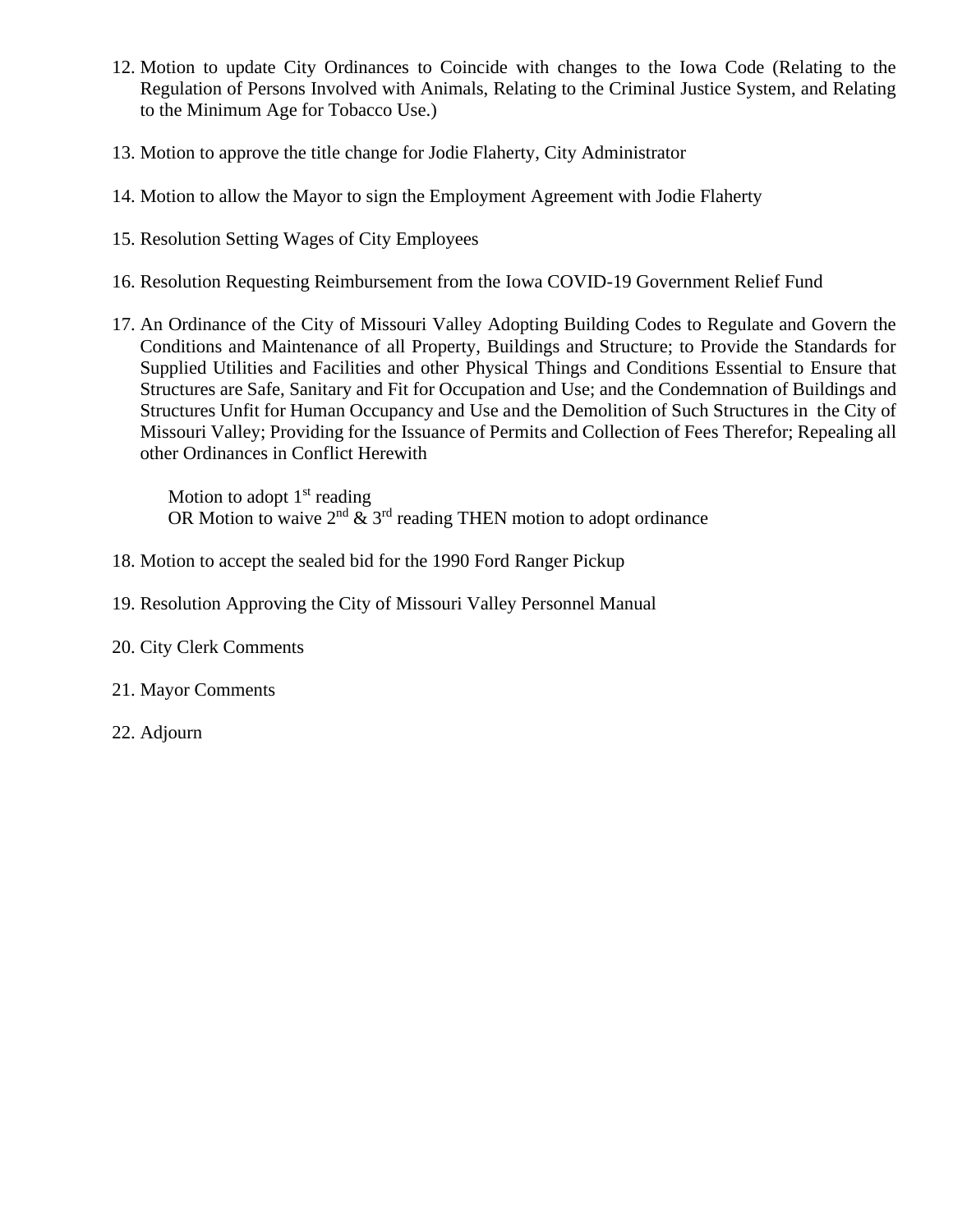12. Motion to update City Ordinances to Coincide with changes to the Iowa Code (Relating to the Regulation of Persons Involved with Animals, Relating to the Criminal Justice System, and Relating to the Minimum Age for Tobacco Use.)

13. Motion to approve the title change for Jodie Flaherty, City Administrator

14. Motion to allow the Mayor to sign the Employment Agreement with Jodie Flaherty

15. Resolution Setting Wages of City Employees

16. Resolution Requesting Reimbursement from the Iowa COVID-19 Government Relief Fund

17. An Ordinance of the City of Missouri Valley Adopting Building Codes to Regulate and Govern the Conditions and Maintenance of all Property, Buildings and Structure; to Provide the Standards for Supplied Utilities and Facilities and other Physical Things and Conditions Essential to Ensure that Structures are Safe, Sanitary and Fit for Occupation and Use; and the Condemnation of Buildings and Structures Unfit for Human Occupancy and Use and the Demolition of Such Structures in the City of Missouri Valley; Providing for the Issuance of Permits and Collection of Fees Therefor; Repealing all other Ordinances in Conflict Herewith

    Motion to adopt 1st reading
    OR Motion to waive 2nd & 3rd reading THEN motion to adopt ordinance

18. Motion to accept the sealed bid for the 1990 Ford Ranger Pickup

19. Resolution Approving the City of Missouri Valley Personnel Manual

20. City Clerk Comments

21. Mayor Comments

22. Adjourn